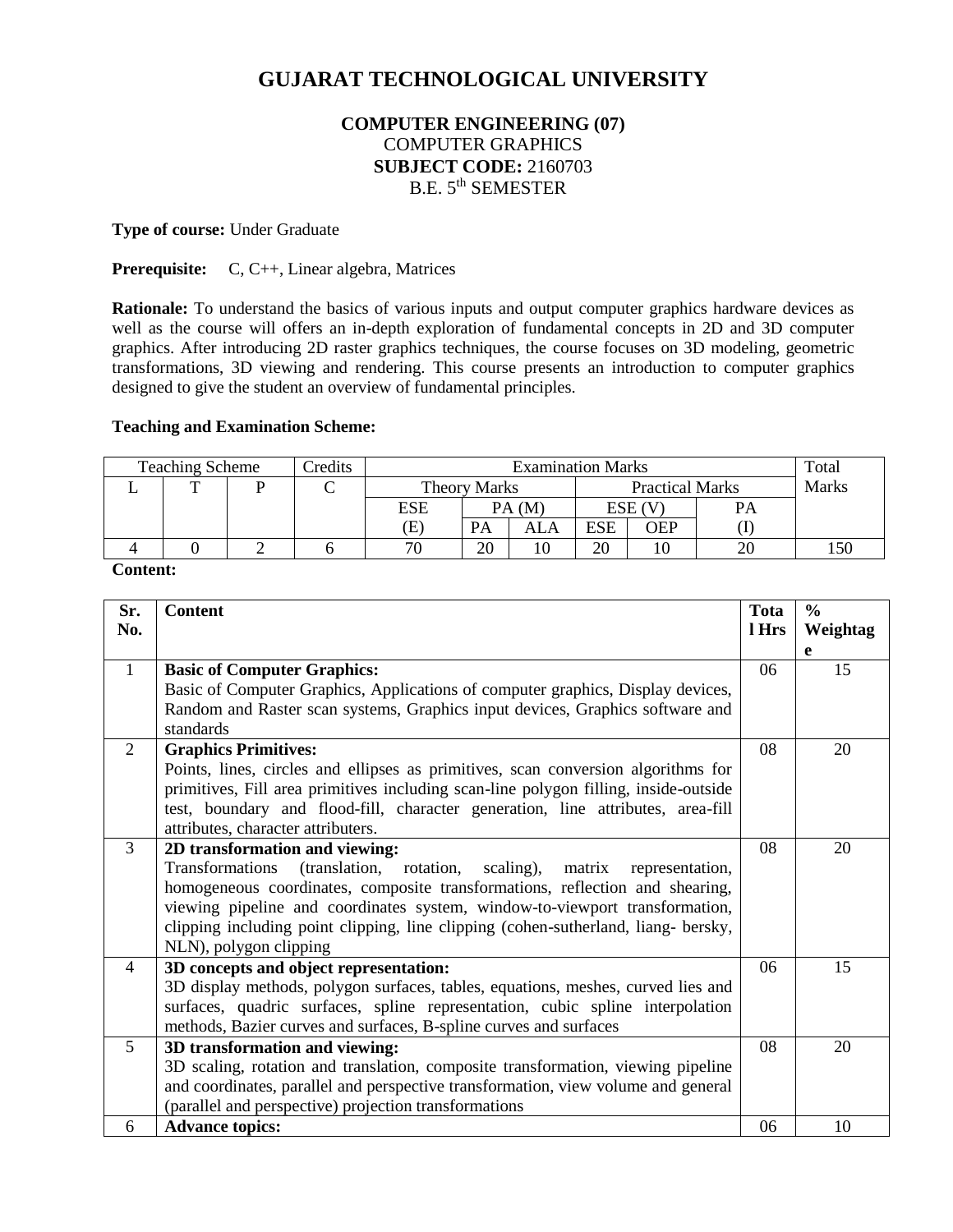# GUJARAT TECHNOLOGICAL UNIVERSITY

**COMPUTER ENGINEERING (07)**
COMPUTER GRAPHICS
**SUBJECT CODE:** 2160703
B.E. 5th SEMESTER

**Type of course:** Under Graduate

**Prerequisite:** C, C++, Linear algebra, Matrices

**Rationale:** To understand the basics of various inputs and output computer graphics hardware devices as well as the course will offers an in-depth exploration of fundamental concepts in 2D and 3D computer graphics. After introducing 2D raster graphics techniques, the course focuses on 3D modeling, geometric transformations, 3D viewing and rendering. This course presents an introduction to computer graphics designed to give the student an overview of fundamental principles.

**Teaching and Examination Scheme:**

| Teaching Scheme | | | Credits | Examination Marks | | | | | | Total Marks |
|---|---|---|---|---|---|---|---|---|---|---|
| | | | | Theory Marks | | | Practical Marks | | | |
| L | T | P | C | ESE | PA (M) | | ESE (V) | | PA | |
| | | | | (E) | PA | ALA | ESE | OEP | (I) | |
| 4 | 0 | 2 | 6 | 70 | 20 | 10 | 20 | 10 | 20 | 150 |

**Content:**

| Sr. No. | Content | Total Hrs | % Weightage |
|---|---|---|---|
| 1 | **Basic of Computer Graphics:** Basic of Computer Graphics, Applications of computer graphics, Display devices, Random and Raster scan systems, Graphics input devices, Graphics software and standards | 06 | 15 |
| 2 | **Graphics Primitives:** Points, lines, circles and ellipses as primitives, scan conversion algorithms for primitives, Fill area primitives including scan-line polygon filling, inside-outside test, boundary and flood-fill, character generation, line attributes, area-fill attributes, character attributers. | 08 | 20 |
| 3 | **2D transformation and viewing:** Transformations (translation, rotation, scaling), matrix representation, homogeneous coordinates, composite transformations, reflection and shearing, viewing pipeline and coordinates system, window-to-viewport transformation, clipping including point clipping, line clipping (cohen-sutherland, liang- bersky, NLN), polygon clipping | 08 | 20 |
| 4 | **3D concepts and object representation:** 3D display methods, polygon surfaces, tables, equations, meshes, curved lies and surfaces, quadric surfaces, spline representation, cubic spline interpolation methods, Bazier curves and surfaces, B-spline curves and surfaces | 06 | 15 |
| 5 | **3D transformation and viewing:** 3D scaling, rotation and translation, composite transformation, viewing pipeline and coordinates, parallel and perspective transformation, view volume and general (parallel and perspective) projection transformations | 08 | 20 |
| 6 | **Advance topics:** | 06 | 10 |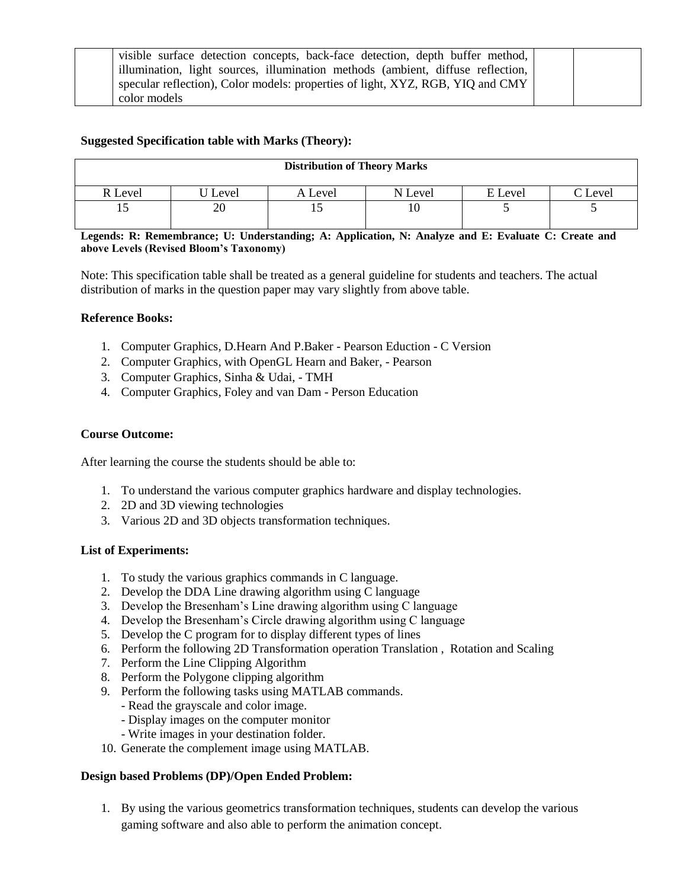|  | visible surface detection concepts, back-face detection, depth buffer method, illumination, light sources, illumination methods (ambient, diffuse reflection, specular reflection), Color models: properties of light, XYZ, RGB, YIQ and CMY color models |  |  |
|---|---|---|---|

**Suggested Specification table with Marks (Theory):**

| Distribution of Theory Marks | | | | | |
|---|---|---|---|---|---|
| R Level | U Level | A Level | N Level | E Level | C Level |
| 15 | 20 | 15 | 10 | 5 | 5 |

**Legends: R: Remembrance; U: Understanding; A: Application, N: Analyze and E: Evaluate C: Create and above Levels (Revised Bloom's Taxonomy)**

Note: This specification table shall be treated as a general guideline for students and teachers. The actual distribution of marks in the question paper may vary slightly from above table.

**Reference Books:**

1. Computer Graphics, D.Hearn And P.Baker - Pearson Eduction - C Version
2. Computer Graphics, with OpenGL Hearn and Baker, - Pearson
3. Computer Graphics, Sinha & Udai, - TMH
4. Computer Graphics, Foley and van Dam - Person Education

**Course Outcome:**

After learning the course the students should be able to:

1. To understand the various computer graphics hardware and display technologies.
2. 2D and 3D viewing technologies
3. Various 2D and 3D objects transformation techniques.

**List of Experiments:**

1. To study the various graphics commands in C language.
2. Develop the DDA Line drawing algorithm using C language
3. Develop the Bresenham's Line drawing algorithm using C language
4. Develop the Bresenham's Circle drawing algorithm using C language
5. Develop the C program for to display different types of lines
6. Perform the following 2D Transformation operation Translation , Rotation and Scaling
7. Perform the Line Clipping Algorithm
8. Perform the Polygone clipping algorithm
9. Perform the following tasks using MATLAB commands.
   - Read the grayscale and color image.
   - Display images on the computer monitor
   - Write images in your destination folder.
10. Generate the complement image using MATLAB.

**Design based Problems (DP)/Open Ended Problem:**

1. By using the various geometrics transformation techniques, students can develop the various gaming software and also able to perform the animation concept.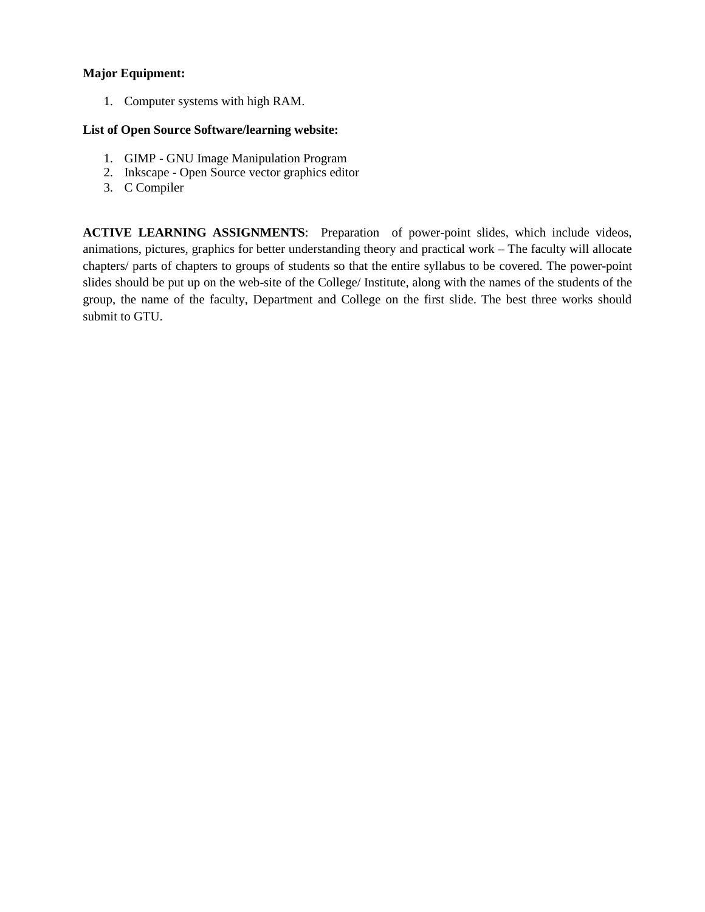**Major Equipment:**

1. Computer systems with high RAM.

**List of Open Source Software/learning website:**

1. GIMP - GNU Image Manipulation Program
2. Inkscape - Open Source vector graphics editor
3. C Compiler

**ACTIVE LEARNING ASSIGNMENTS**: Preparation of power-point slides, which include videos, animations, pictures, graphics for better understanding theory and practical work – The faculty will allocate chapters/ parts of chapters to groups of students so that the entire syllabus to be covered. The power-point slides should be put up on the web-site of the College/ Institute, along with the names of the students of the group, the name of the faculty, Department and College on the first slide. The best three works should submit to GTU.